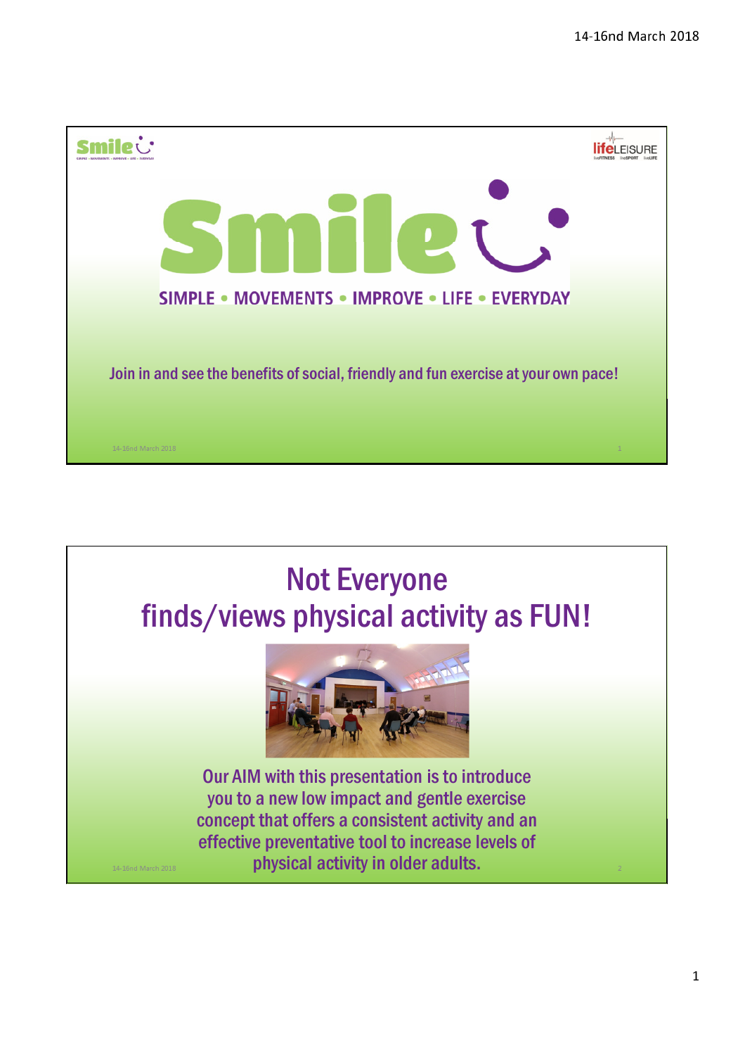# Smile

SIMPLE • MOVEMENTS • IMPROVE • LIFE • EVERYDAY

Join in and see the benefits of social, friendly and fun exercise at your own pace!

## Not Everyone finds/views physical activity as FUN!

Our AIM with this presentation is to introduce you to a new low impact and gentle exercise concept that offers a consistent activity and an effective preventative tool to increase levels of physical activity in older adults.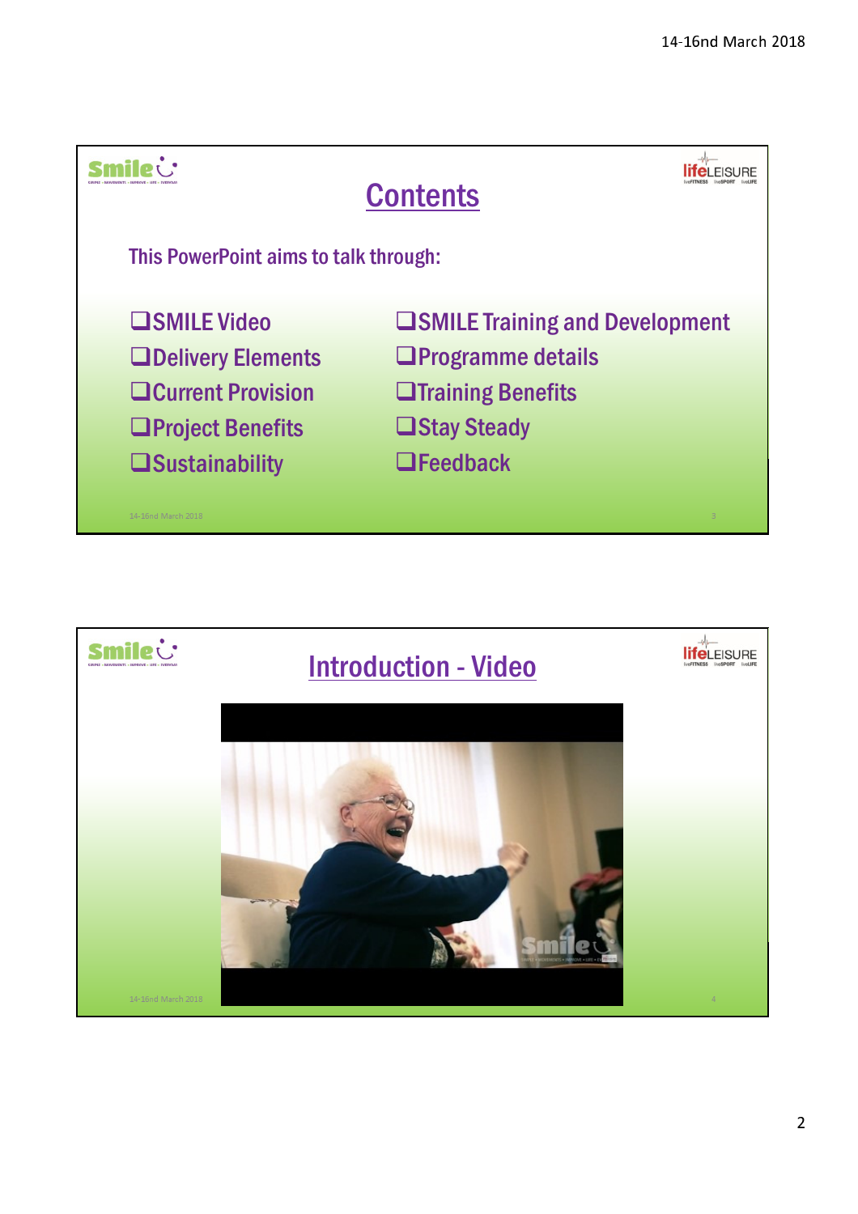## Contents

This PowerPoint aims to talk through:

- ❑SMILE Video
- ❑Delivery Elements
- ❑Current Provision
- ❑Project Benefits
- ❑Sustainability
- ❑SMILE Training and Development
- ❑Programme details
- ❑Training Benefits
- ❑Stay Steady
- ❑Feedback

## Introduction - Video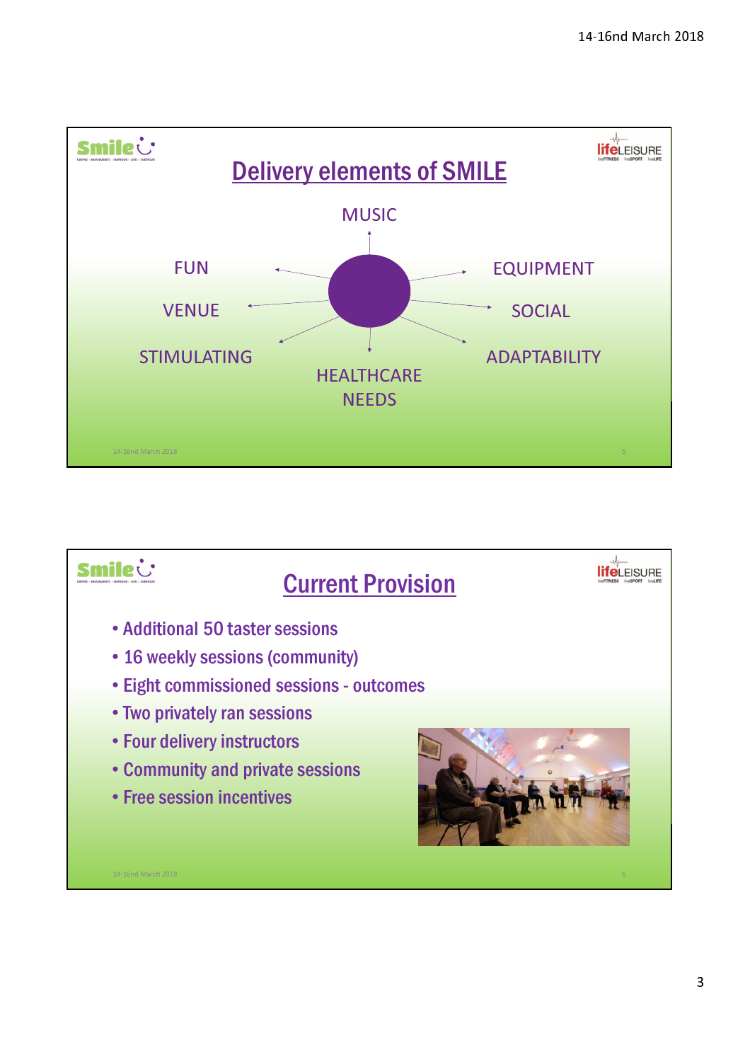## Delivery elements of SMILE

- MUSIC
- EQUIPMENT
- SOCIAL
- ADAPTABILITY
- HEALTHCARE NEEDS
- STIMULATING
- VENUE
- FUN

## Current Provision

- Additional 50 taster sessions
- 16 weekly sessions (community)
- Eight commissioned sessions - outcomes
- Two privately ran sessions
- Four delivery instructors
- Community and private sessions
- Free session incentives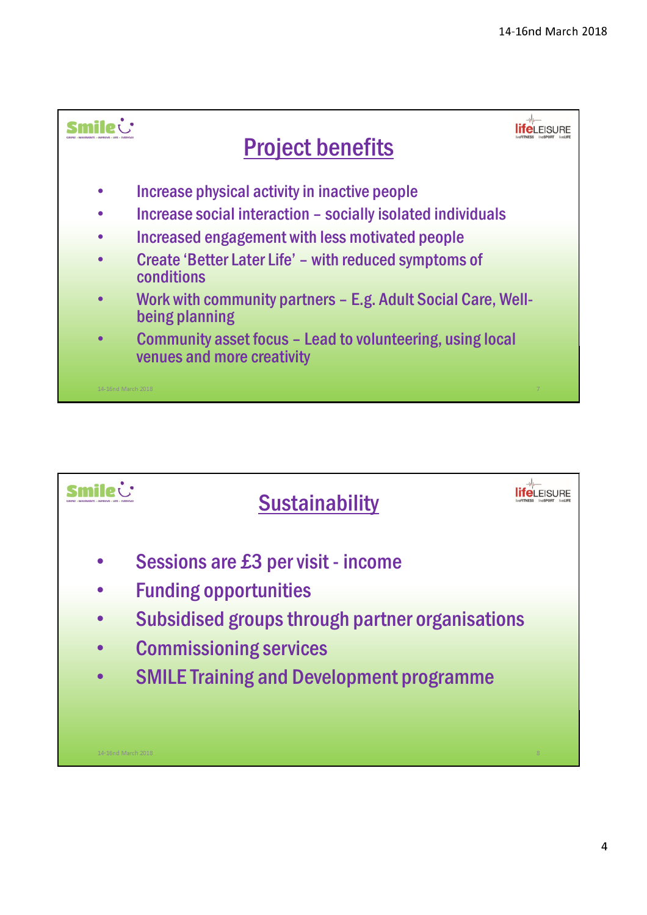## Project benefits

- Increase physical activity in inactive people
- Increase social interaction – socially isolated individuals
- Increased engagement with less motivated people
- Create 'Better Later Life' – with reduced symptoms of conditions
- Work with community partners – E.g. Adult Social Care, Well-being planning
- Community asset focus – Lead to volunteering, using local venues and more creativity

## Sustainability

- Sessions are £3 per visit - income
- Funding opportunities
- Subsidised groups through partner organisations
- Commissioning services
- SMILE Training and Development programme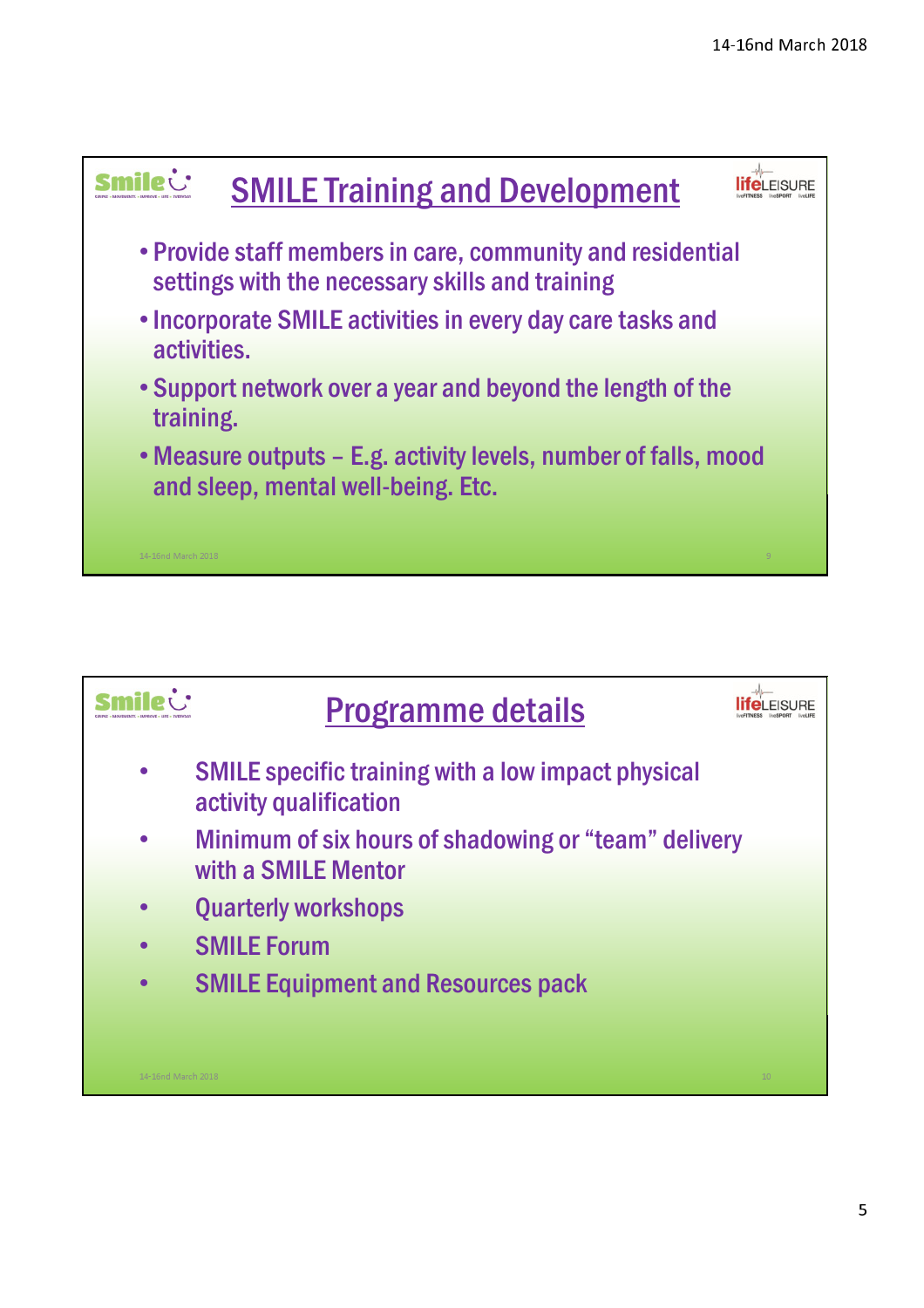## SMILE Training and Development

- Provide staff members in care, community and residential settings with the necessary skills and training
- Incorporate SMILE activities in every day care tasks and activities.
- Support network over a year and beyond the length of the training.
- Measure outputs – E.g. activity levels, number of falls, mood and sleep, mental well-being. Etc.

## Programme details

- SMILE specific training with a low impact physical activity qualification
- Minimum of six hours of shadowing or “team” delivery with a SMILE Mentor
- Quarterly workshops
- SMILE Forum
- SMILE Equipment and Resources pack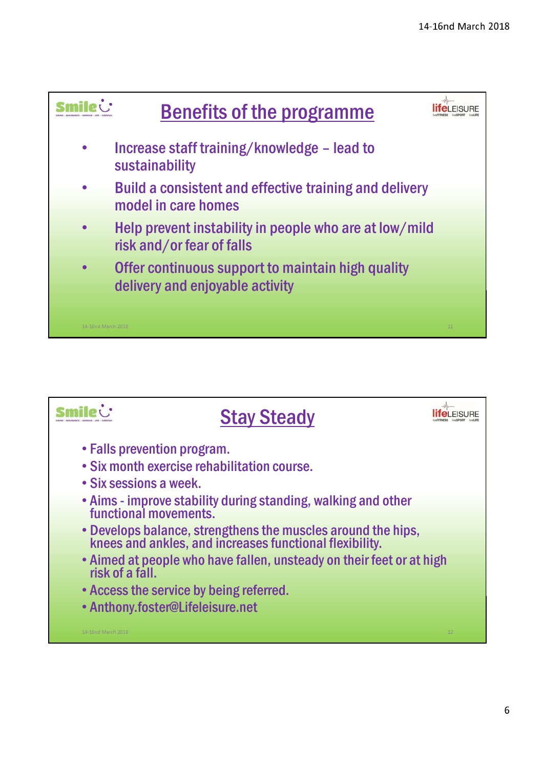## Benefits of the programme

- Increase staff training/knowledge – lead to sustainability
- Build a consistent and effective training and delivery model in care homes
- Help prevent instability in people who are at low/mild risk and/or fear of falls
- Offer continuous support to maintain high quality delivery and enjoyable activity

## Stay Steady

- Falls prevention program.
- Six month exercise rehabilitation course.
- Six sessions a week.
- Aims - improve stability during standing, walking and other functional movements.
- Develops balance, strengthens the muscles around the hips, knees and ankles, and increases functional flexibility.
- Aimed at people who have fallen, unsteady on their feet or at high risk of a fall.
- Access the service by being referred.
- Anthony.foster@Lifeleisure.net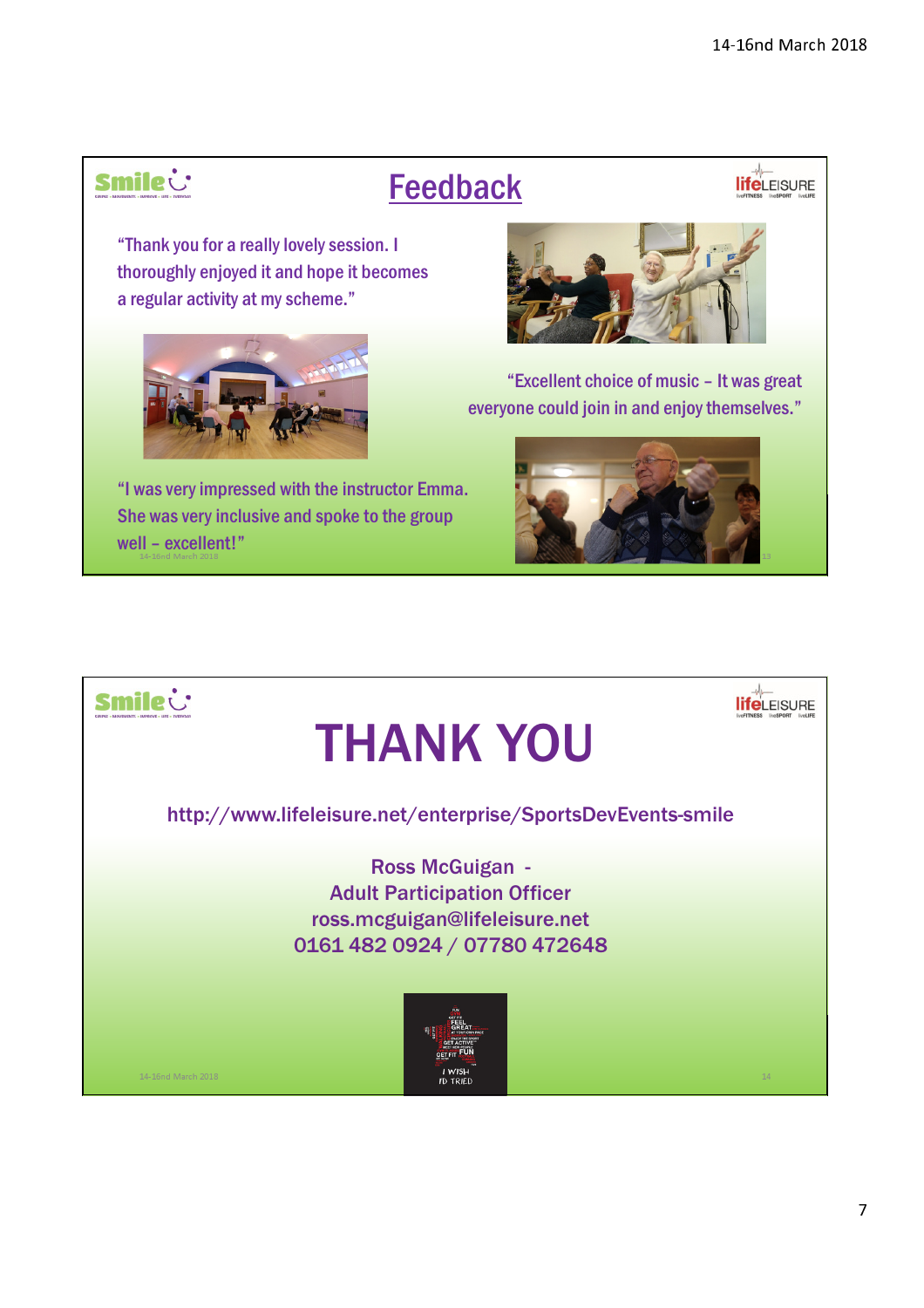## Feedback

"Thank you for a really lovely session. I thoroughly enjoyed it and hope it becomes a regular activity at my scheme."

"Excellent choice of music – It was great everyone could join in and enjoy themselves."

"I was very impressed with the instructor Emma. She was very inclusive and spoke to the group well – excellent!"

# THANK YOU

http://www.lifeleisure.net/enterprise/SportsDevEvents-smile

Ross McGuigan -
Adult Participation Officer
ross.mcguigan@lifeleisure.net
0161 482 0924 / 07780 472648